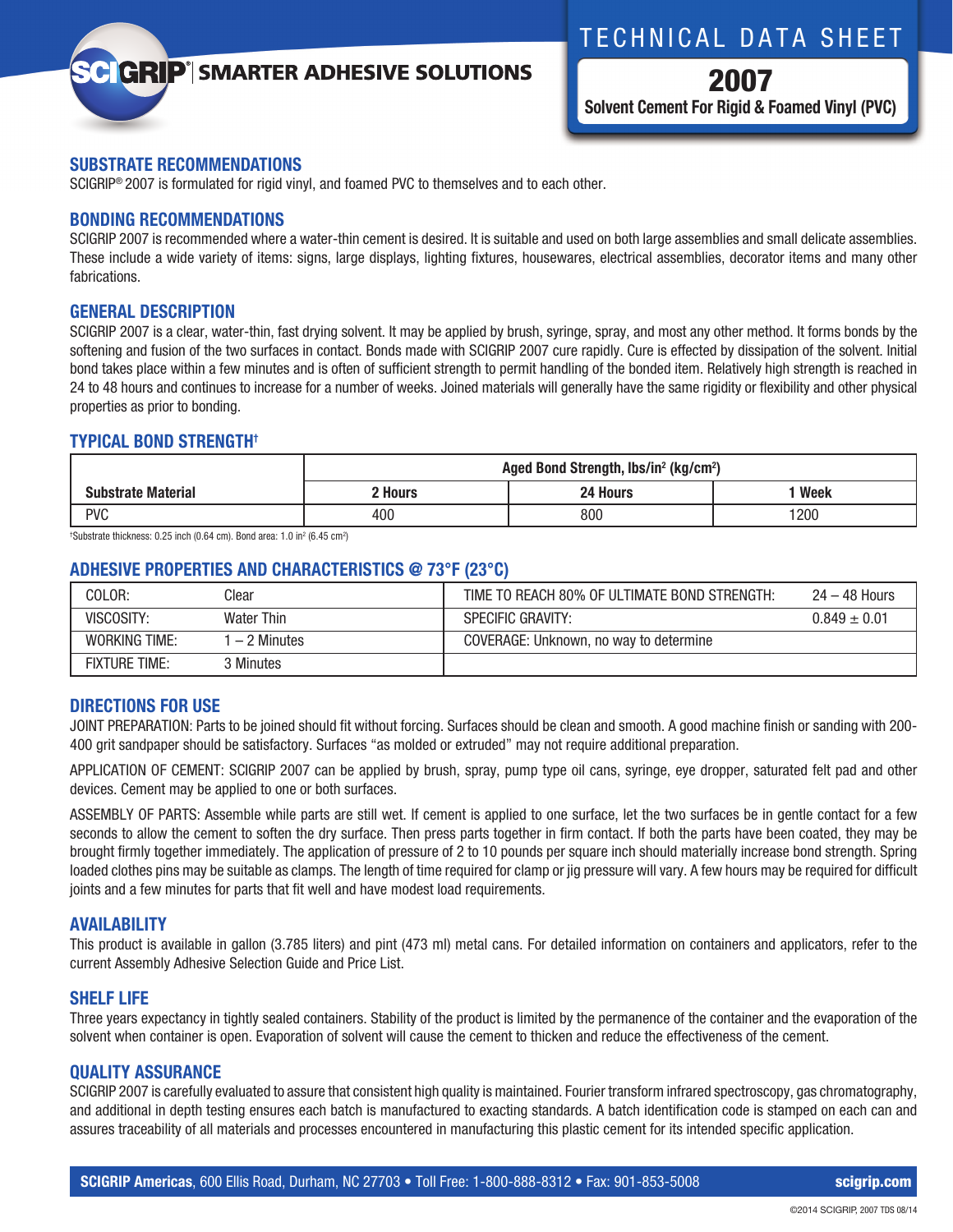SCIGRIP® | SMARTER ADHESIVE SOLUTIONS

# TECHNICAL DATA SHEET

## 2007

**Solvent Cement For Rigid & Foamed Vinyl (PVC)**

## SUBSTRATE RECOMMENDATIONS

SCIGRIP® 2007 is formulated for rigid vinyl, and foamed PVC to themselves and to each other.

## BONDING RECOMMENDATIONS

SCIGRIP 2007 is recommended where a water-thin cement is desired. It is suitable and used on both large assemblies and small delicate assemblies. These include a wide variety of items: signs, large displays, lighting fixtures, housewares, electrical assemblies, decorator items and many other fabrications.

## GENERAL DESCRIPTION

SCIGRIP 2007 is a clear, water-thin, fast drying solvent. It may be applied by brush, syringe, spray, and most any other method. It forms bonds by the softening and fusion of the two surfaces in contact. Bonds made with SCIGRIP 2007 cure rapidly. Cure is effected by dissipation of the solvent. Initial bond takes place within a few minutes and is often of sufficient strength to permit handling of the bonded item. Relatively high strength is reached in 24 to 48 hours and continues to increase for a number of weeks. Joined materials will generally have the same rigidity or flexibility and other physical properties as prior to bonding.

## TYPICAL BOND STRENGTH†

| Substrate Material | Aged Bond Strength, lbs/in² (kg/cm²) | | |
|---|---|---|---|
| | **2 Hours** | **24 Hours** | **1 Week** |
| PVC | 400 | 800 | 1200 |

†Substrate thickness: 0.25 inch (0.64 cm). Bond area: 1.0 in² (6.45 cm²)

## ADHESIVE PROPERTIES AND CHARACTERISTICS @ 73°F (23°C)

| | | | |
|---|---|---|---|
| COLOR: | Clear | TIME TO REACH 80% OF ULTIMATE BOND STRENGTH: | 24 – 48 Hours |
| VISCOSITY: | Water Thin | SPECIFIC GRAVITY: | 0.849 ± 0.01 |
| WORKING TIME: | 1 – 2 Minutes | COVERAGE: Unknown, no way to determine | |
| FIXTURE TIME: | 3 Minutes | | |

## DIRECTIONS FOR USE

JOINT PREPARATION: Parts to be joined should fit without forcing. Surfaces should be clean and smooth. A good machine finish or sanding with 200-400 grit sandpaper should be satisfactory. Surfaces "as molded or extruded" may not require additional preparation.

APPLICATION OF CEMENT: SCIGRIP 2007 can be applied by brush, spray, pump type oil cans, syringe, eye dropper, saturated felt pad and other devices. Cement may be applied to one or both surfaces.

ASSEMBLY OF PARTS: Assemble while parts are still wet. If cement is applied to one surface, let the two surfaces be in gentle contact for a few seconds to allow the cement to soften the dry surface. Then press parts together in firm contact. If both the parts have been coated, they may be brought firmly together immediately. The application of pressure of 2 to 10 pounds per square inch should materially increase bond strength. Spring loaded clothes pins may be suitable as clamps. The length of time required for clamp or jig pressure will vary. A few hours may be required for difficult joints and a few minutes for parts that fit well and have modest load requirements.

## AVAILABILITY

This product is available in gallon (3.785 liters) and pint (473 ml) metal cans. For detailed information on containers and applicators, refer to the current Assembly Adhesive Selection Guide and Price List.

## SHELF LIFE

Three years expectancy in tightly sealed containers. Stability of the product is limited by the permanence of the container and the evaporation of the solvent when container is open. Evaporation of solvent will cause the cement to thicken and reduce the effectiveness of the cement.

## QUALITY ASSURANCE

SCIGRIP 2007 is carefully evaluated to assure that consistent high quality is maintained. Fourier transform infrared spectroscopy, gas chromatography, and additional in depth testing ensures each batch is manufactured to exacting standards. A batch identification code is stamped on each can and assures traceability of all materials and processes encountered in manufacturing this plastic cement for its intended specific application.

**SCIGRIP Americas**, 600 Ellis Road, Durham, NC 27703 • Toll Free: 1-800-888-8312 • Fax: 901-853-5008 **scigrip.com**

©2014 SCIGRIP, 2007 TDS 08/14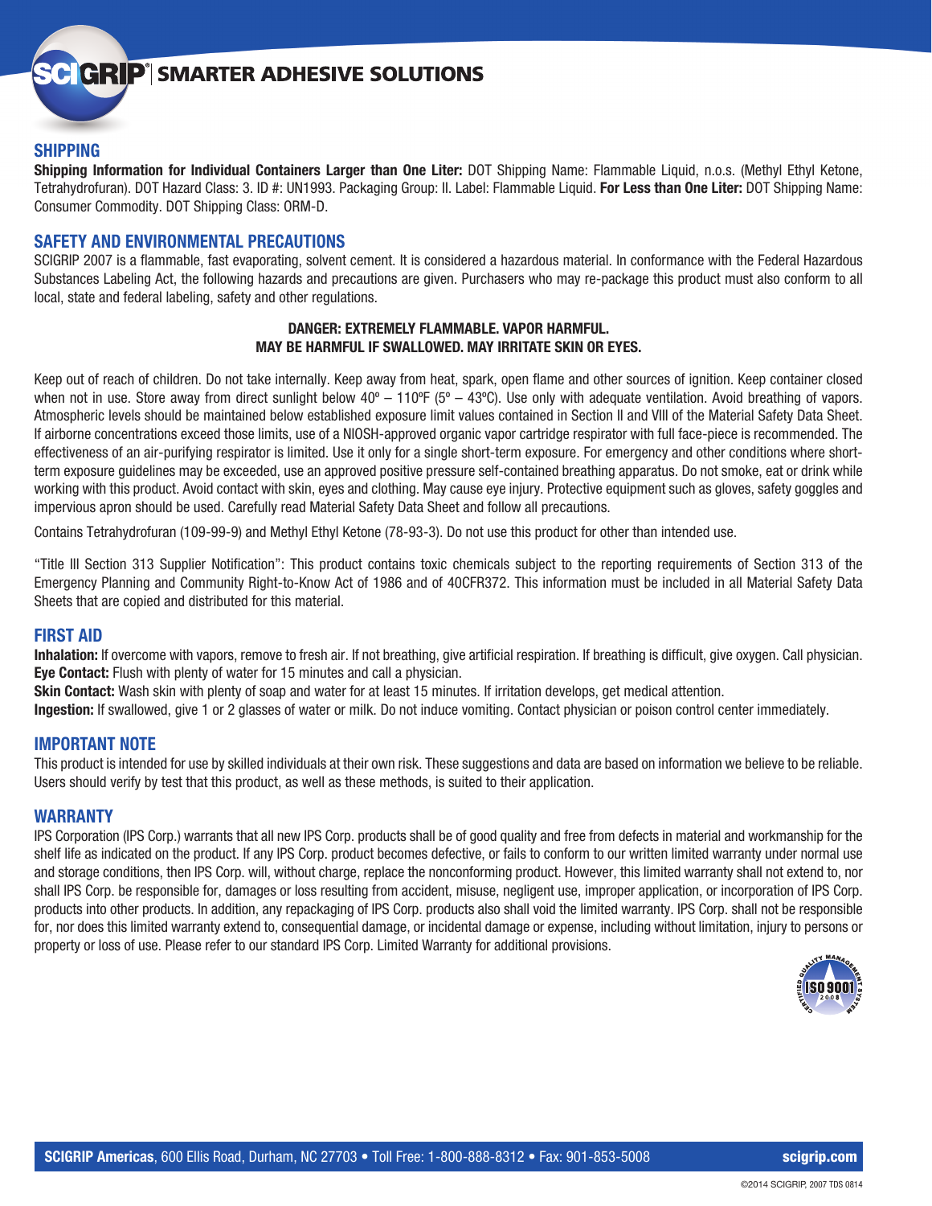## SHIPPING

**Shipping Information for Individual Containers Larger than One Liter:** DOT Shipping Name: Flammable Liquid, n.o.s. (Methyl Ethyl Ketone, Tetrahydrofuran). DOT Hazard Class: 3. ID #: UN1993. Packaging Group: II. Label: Flammable Liquid. **For Less than One Liter:** DOT Shipping Name: Consumer Commodity. DOT Shipping Class: ORM-D.

## SAFETY AND ENVIRONMENTAL PRECAUTIONS

SCIGRIP 2007 is a flammable, fast evaporating, solvent cement. It is considered a hazardous material. In conformance with the Federal Hazardous Substances Labeling Act, the following hazards and precautions are given. Purchasers who may re-package this product must also conform to all local, state and federal labeling, safety and other regulations.

**DANGER: EXTREMELY FLAMMABLE. VAPOR HARMFUL.**
**MAY BE HARMFUL IF SWALLOWED. MAY IRRITATE SKIN OR EYES.**

Keep out of reach of children. Do not take internally. Keep away from heat, spark, open flame and other sources of ignition. Keep container closed when not in use. Store away from direct sunlight below 40º – 110ºF (5º – 43ºC). Use only with adequate ventilation. Avoid breathing of vapors. Atmospheric levels should be maintained below established exposure limit values contained in Section II and VIII of the Material Safety Data Sheet. If airborne concentrations exceed those limits, use of a NIOSH-approved organic vapor cartridge respirator with full face-piece is recommended. The effectiveness of an air-purifying respirator is limited. Use it only for a single short-term exposure. For emergency and other conditions where short-term exposure guidelines may be exceeded, use an approved positive pressure self-contained breathing apparatus. Do not smoke, eat or drink while working with this product. Avoid contact with skin, eyes and clothing. May cause eye injury. Protective equipment such as gloves, safety goggles and impervious apron should be used. Carefully read Material Safety Data Sheet and follow all precautions.

Contains Tetrahydrofuran (109-99-9) and Methyl Ethyl Ketone (78-93-3). Do not use this product for other than intended use.

"Title III Section 313 Supplier Notification": This product contains toxic chemicals subject to the reporting requirements of Section 313 of the Emergency Planning and Community Right-to-Know Act of 1986 and of 40CFR372. This information must be included in all Material Safety Data Sheets that are copied and distributed for this material.

## FIRST AID

**Inhalation:** If overcome with vapors, remove to fresh air. If not breathing, give artificial respiration. If breathing is difficult, give oxygen. Call physician.
**Eye Contact:** Flush with plenty of water for 15 minutes and call a physician.
**Skin Contact:** Wash skin with plenty of soap and water for at least 15 minutes. If irritation develops, get medical attention.
**Ingestion:** If swallowed, give 1 or 2 glasses of water or milk. Do not induce vomiting. Contact physician or poison control center immediately.

## IMPORTANT NOTE

This product is intended for use by skilled individuals at their own risk. These suggestions and data are based on information we believe to be reliable. Users should verify by test that this product, as well as these methods, is suited to their application.

## WARRANTY

IPS Corporation (IPS Corp.) warrants that all new IPS Corp. products shall be of good quality and free from defects in material and workmanship for the shelf life as indicated on the product. If any IPS Corp. product becomes defective, or fails to conform to our written limited warranty under normal use and storage conditions, then IPS Corp. will, without charge, replace the nonconforming product. However, this limited warranty shall not extend to, nor shall IPS Corp. be responsible for, damages or loss resulting from accident, misuse, negligent use, improper application, or incorporation of IPS Corp. products into other products. In addition, any repackaging of IPS Corp. products also shall void the limited warranty. IPS Corp. shall not be responsible for, nor does this limited warranty extend to, consequential damage, or incidental damage or expense, including without limitation, injury to persons or property or loss of use. Please refer to our standard IPS Corp. Limited Warranty for additional provisions.

**SCIGRIP Americas**, 600 Ellis Road, Durham, NC 27703 • Toll Free: 1-800-888-8312 • Fax: 901-853-5008 **scigrip.com**

©2014 SCIGRIP, 2007 TDS 0814